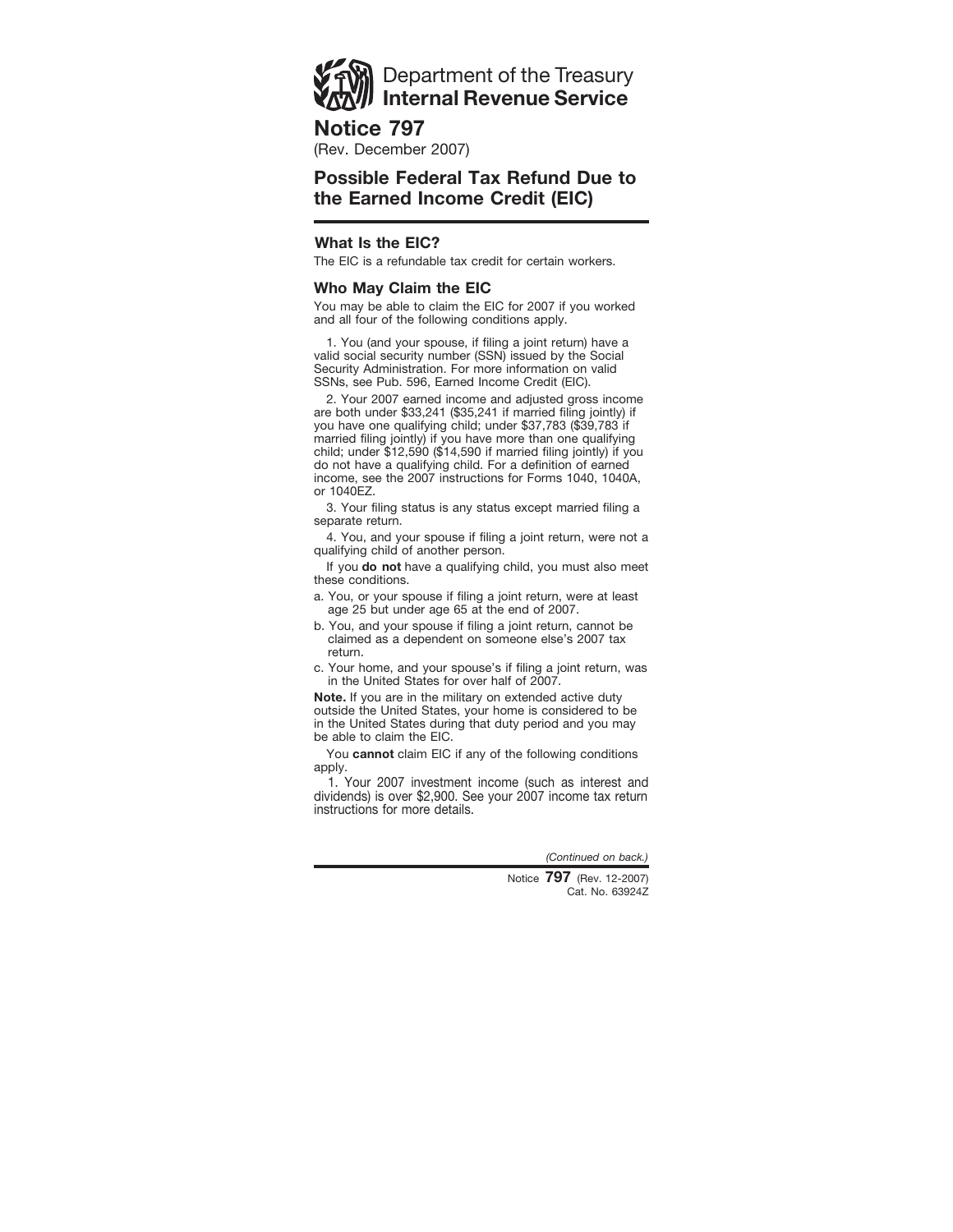Department of the Treasury
**Internal Revenue Service**

# Notice 797

(Rev. December 2007)

## Possible Federal Tax Refund Due to the Earned Income Credit (EIC)

### What Is the EIC?

The EIC is a refundable tax credit for certain workers.

### Who May Claim the EIC

You may be able to claim the EIC for 2007 if you worked and all four of the following conditions apply.

1. You (and your spouse, if filing a joint return) have a valid social security number (SSN) issued by the Social Security Administration. For more information on valid SSNs, see Pub. 596, Earned Income Credit (EIC).

2. Your 2007 earned income and adjusted gross income are both under $33,241 ($35,241 if married filing jointly) if you have one qualifying child; under $37,783 ($39,783 if married filing jointly) if you have more than one qualifying child; under $12,590 ($14,590 if married filing jointly) if you do not have a qualifying child. For a definition of earned income, see the 2007 instructions for Forms 1040, 1040A, or 1040EZ.

3. Your filing status is any status except married filing a separate return.

4. You, and your spouse if filing a joint return, were not a qualifying child of another person.

If you **do not** have a qualifying child, you must also meet these conditions.

a. You, or your spouse if filing a joint return, were at least age 25 but under age 65 at the end of 2007.

b. You, and your spouse if filing a joint return, cannot be claimed as a dependent on someone else's 2007 tax return.

c. Your home, and your spouse's if filing a joint return, was in the United States for over half of 2007.

**Note.** If you are in the military on extended active duty outside the United States, your home is considered to be in the United States during that duty period and you may be able to claim the EIC.

You **cannot** claim EIC if any of the following conditions apply.

1. Your 2007 investment income (such as interest and dividends) is over $2,900. See your 2007 income tax return instructions for more details.

*(Continued on back.)*

Notice **797** (Rev. 12-2007)
Cat. No. 63924Z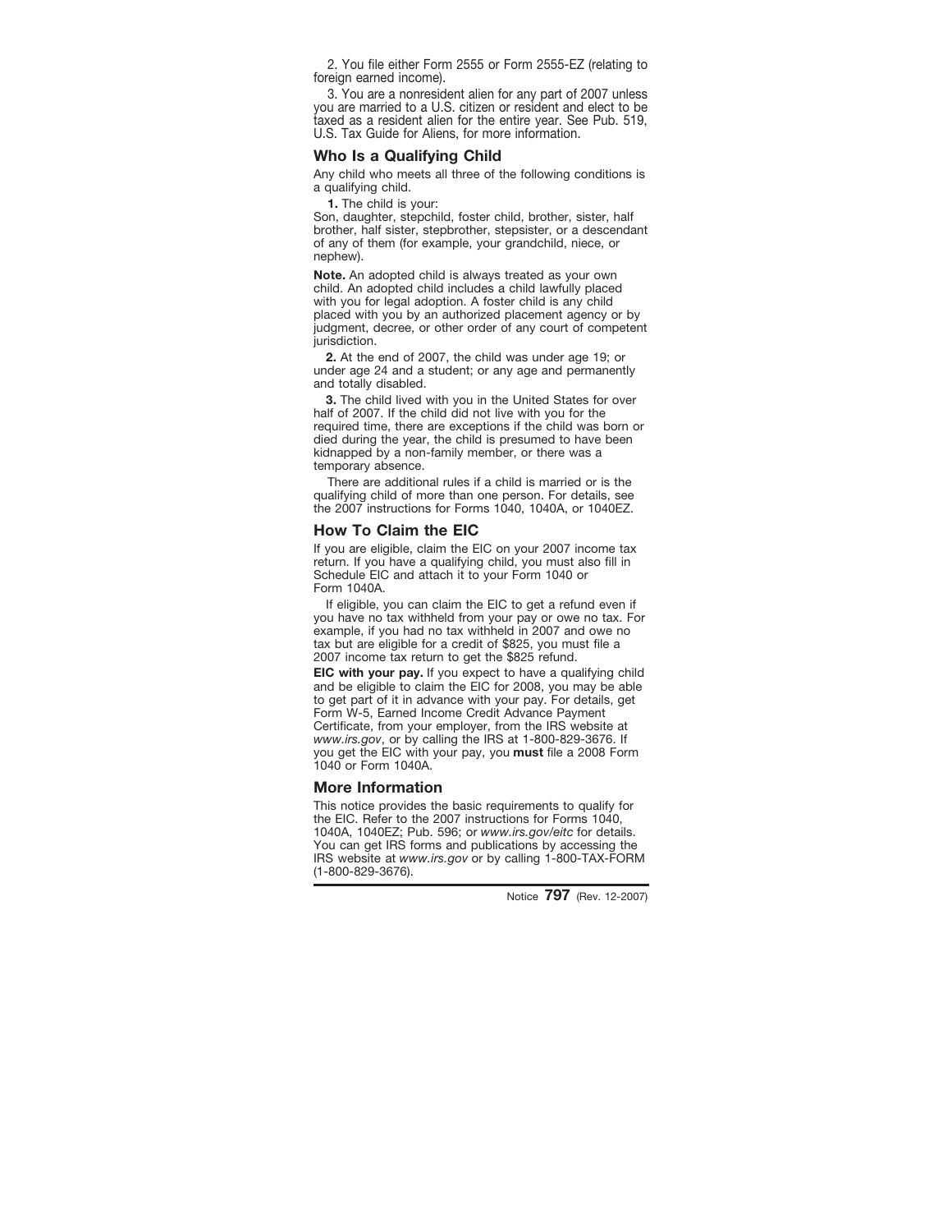2. You file either Form 2555 or Form 2555-EZ (relating to foreign earned income).

3. You are a nonresident alien for any part of 2007 unless you are married to a U.S. citizen or resident and elect to be taxed as a resident alien for the entire year. See Pub. 519, U.S. Tax Guide for Aliens, for more information.

## Who Is a Qualifying Child

Any child who meets all three of the following conditions is a qualifying child.

**1.** The child is your:
Son, daughter, stepchild, foster child, brother, sister, half brother, half sister, stepbrother, stepsister, or a descendant of any of them (for example, your grandchild, niece, or nephew).

**Note.** An adopted child is always treated as your own child. An adopted child includes a child lawfully placed with you for legal adoption. A foster child is any child placed with you by an authorized placement agency or by judgment, decree, or other order of any court of competent jurisdiction.

**2.** At the end of 2007, the child was under age 19; or under age 24 and a student; or any age and permanently and totally disabled.

**3.** The child lived with you in the United States for over half of 2007. If the child did not live with you for the required time, there are exceptions if the child was born or died during the year, the child is presumed to have been kidnapped by a non-family member, or there was a temporary absence.

There are additional rules if a child is married or is the qualifying child of more than one person. For details, see the 2007 instructions for Forms 1040, 1040A, or 1040EZ.

## How To Claim the EIC

If you are eligible, claim the EIC on your 2007 income tax return. If you have a qualifying child, you must also fill in Schedule EIC and attach it to your Form 1040 or Form 1040A.

If eligible, you can claim the EIC to get a refund even if you have no tax withheld from your pay or owe no tax. For example, if you had no tax withheld in 2007 and owe no tax but are eligible for a credit of $825, you must file a 2007 income tax return to get the $825 refund.

**EIC with your pay.** If you expect to have a qualifying child and be eligible to claim the EIC for 2008, you may be able to get part of it in advance with your pay. For details, get Form W-5, Earned Income Credit Advance Payment Certificate, from your employer, from the IRS website at *www.irs.gov*, or by calling the IRS at 1-800-829-3676. If you get the EIC with your pay, you **must** file a 2008 Form 1040 or Form 1040A.

## More Information

This notice provides the basic requirements to qualify for the EIC. Refer to the 2007 instructions for Forms 1040, 1040A, 1040EZ; Pub. 596; or *www.irs.gov/eitc* for details. You can get IRS forms and publications by accessing the IRS website at *www.irs.gov* or by calling 1-800-TAX-FORM (1-800-829-3676).

Notice **797** (Rev. 12-2007)